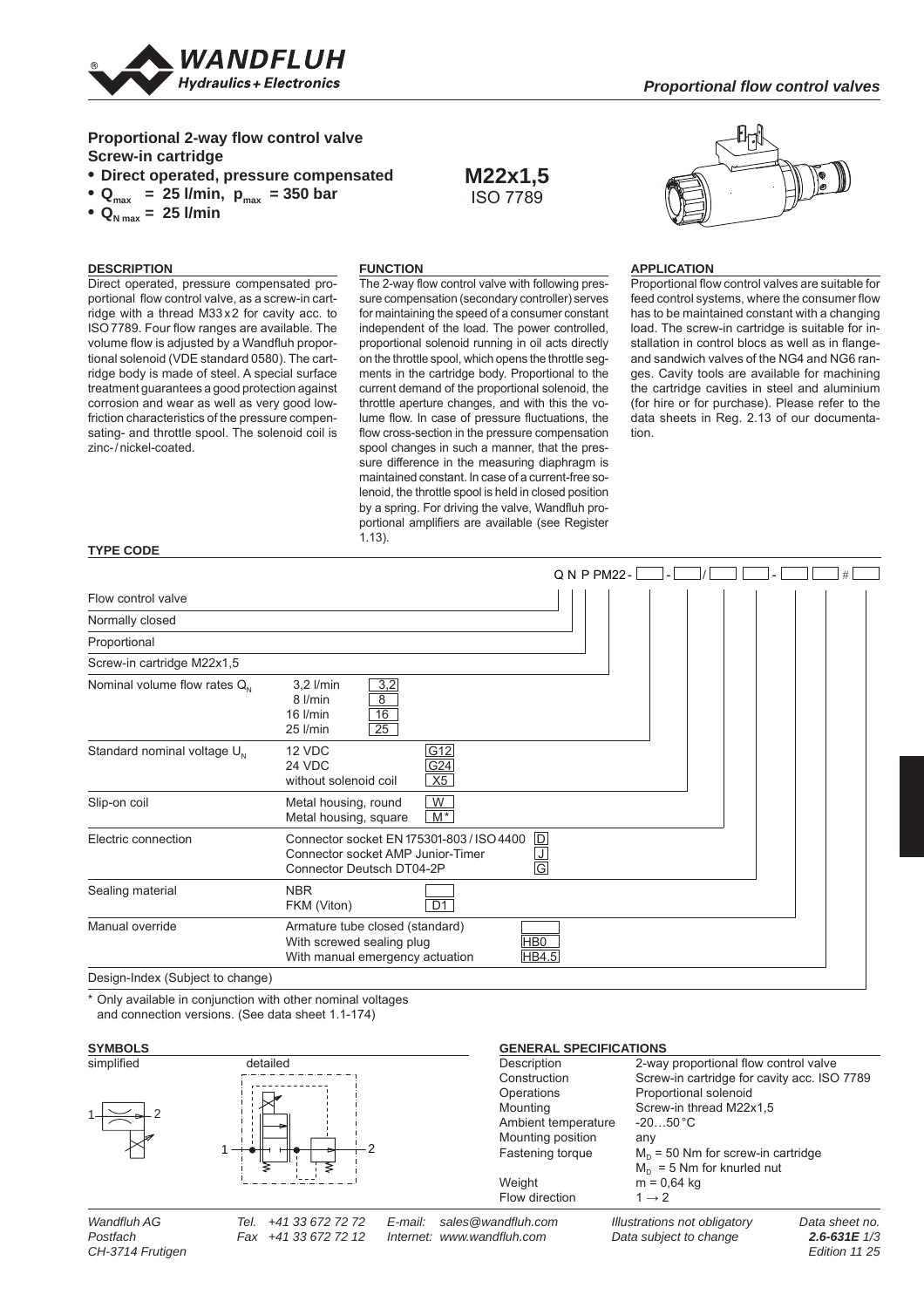Proportional flow control valves

## Proportional 2-way flow control valve
## Screw-in cartridge

- **Direct operated, pressure compensated**
- **$Q_{max}$ = 25 l/min, $p_{max}$ = 350 bar**
- **$Q_{N\,max}$ = 25 l/min**

**M22x1,5**
ISO 7789

### DESCRIPTION

Direct operated, pressure compensated proportional flow control valve, as a screw-in cartridge with a thread M33x2 for cavity acc. to ISO 7789. Four flow ranges are available. The volume flow is adjusted by a Wandfluh proportional solenoid (VDE standard 0580). The cartridge body is made of steel. A special surface treatment guarantees a good protection against corrosion and wear as well as very good low-friction characteristics of the pressure compensating- and throttle spool. The solenoid coil is zinc-/nickel-coated.

### FUNCTION

The 2-way flow control valve with following pressure compensation (secondary controller) serves for maintaining the speed of a consumer constant independent of the load. The power controlled, proportional solenoid running in oil acts directly on the throttle spool, which opens the throttle segments in the cartridge body. Proportional to the current demand of the proportional solenoid, the throttle aperture changes, and with this the volume flow. In case of pressure fluctuations, the flow cross-section in the pressure compensation spool changes in such a manner, that the pressure difference in the measuring diaphragm is maintained constant. In case of a current-free solenoid, the throttle spool is held in closed position by a spring. For driving the valve, Wandfluh proportional amplifiers are available (see Register 1.13).

### APPLICATION

Proportional flow control valves are suitable for feed control systems, where the consumer flow has to be maintained constant with a changing load. The screw-in cartridge is suitable for installation in control blocs as well as in flange- and sandwich valves of the NG4 and NG6 ranges. Cavity tools are available for machining the cartridge cavities in steel and aluminium (for hire or for purchase). Please refer to the data sheets in Reg. 2.13 of our documentation.

### TYPE CODE

Q N P PM22 - [ ] - [ ] / [ ] [ ] - [ ] [ ] # [ ]

| | | |
|---|---|---|
| Flow control valve | | Q |
| Normally closed | | N |
| Proportional | | P |
| Screw-in cartridge M22x1,5 | | PM22 |
| Nominal volume flow rates $Q_N$ | 3,2 l/min | 3,2 |
| | 8 l/min | 8 |
| | 16 l/min | 16 |
| | 25 l/min | 25 |
| Standard nominal voltage $U_N$ | 12 VDC | G12 |
| | 24 VDC | G24 |
| | without solenoid coil | X5 |
| Slip-on coil | Metal housing, round | W |
| | Metal housing, square | M* |
| Electric connection | Connector socket EN 175301-803 / ISO 4400 | D |
| | Connector socket AMP Junior-Timer | J |
| | Connector Deutsch DT04-2P | G |
| Sealing material | NBR | |
| | FKM (Viton) | D1 |
| Manual override | Armature tube closed (standard) | |
| | With screwed sealing plug | HB0 |
| | With manual emergency actuation | HB4.5 |
| Design-Index (Subject to change) | | |

\* Only available in conjunction with other nominal voltages and connection versions. (See data sheet 1.1-174)

### SYMBOLS

simplified — detailed

### GENERAL SPECIFICATIONS

| | |
|---|---|
| Description | 2-way proportional flow control valve |
| Construction | Screw-in cartridge for cavity acc. ISO 7789 |
| Operations | Proportional solenoid |
| Mounting | Screw-in thread M22x1,5 |
| Ambient temperature | -20…50 °C |
| Mounting position | any |
| Fastening torque | $M_D$ = 50 Nm for screw-in cartridge |
| | $M_D$ = 5 Nm for knurled nut |
| Weight | m = 0,64 kg |
| Flow direction | 1 → 2 |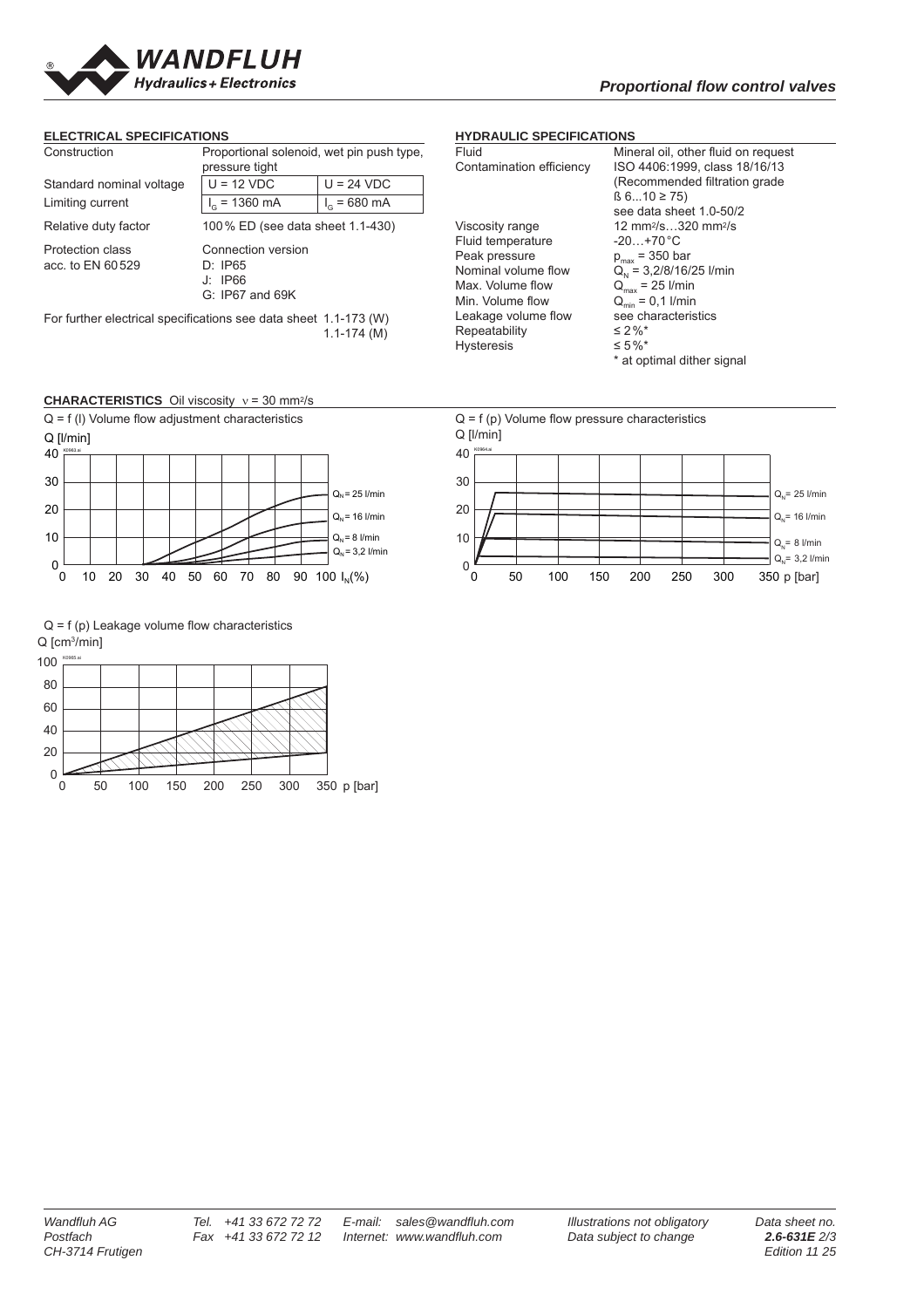## ELECTRICAL SPECIFICATIONS

| | | |
|---|---|---|
| Construction | Proportional solenoid, wet pin push type, pressure tight | |
| Standard nominal voltage | U = 12 VDC | U = 24 VDC |
| Limiting current | $I_G$ = 1360 mA | $I_G$ = 680 mA |
| Relative duty factor | 100 % ED (see data sheet 1.1-430) | |
| Protection class acc. to EN 60 529 | Connection version<br>D: IP65<br>J: IP66<br>G: IP67 and 69K | |

For further electrical specifications see data sheet 1.1-173 (W)
1.1-174 (M)

## HYDRAULIC SPECIFICATIONS

| | |
|---|---|
| Fluid | Mineral oil, other fluid on request |
| Contamination efficiency | ISO 4406:1999, class 18/16/13 (Recommended filtration grade ß 6...10 ≥ 75) see data sheet 1.0-50/2 |
| Viscosity range | 12 mm²/s…320 mm²/s |
| Fluid temperature | -20…+70 °C |
| Peak pressure | $p_{max}$ = 350 bar |
| Nominal volume flow | $Q_N$ = 3,2/8/16/25 l/min |
| Max. Volume flow | $Q_{max}$ = 25 l/min |
| Min. Volume flow | $Q_{min}$ = 0,1 l/min |
| Leakage volume flow | see characteristics |
| Repeatability | ≤ 2 %* |
| Hysteresis | ≤ 5 %* |

\* at optimal dither signal

## CHARACTERISTICS Oil viscosity ν = 30 mm²/s

Q = f (I) Volume flow adjustment characteristics

Q [l/min] vs. $I_N$(%); curves for $Q_N$ = 25 l/min, $Q_N$ = 16 l/min, $Q_N$ = 8 l/min, $Q_N$ = 3,2 l/min

Q = f (p) Volume flow pressure characteristics

Q [l/min] vs. p [bar]; curves for $Q_N$ = 25 l/min, $Q_N$ = 16 l/min, $Q_N$ = 8 l/min, $Q_N$ = 3,2 l/min

Q = f (p) Leakage volume flow characteristics

Q [cm³/min] vs. p [bar]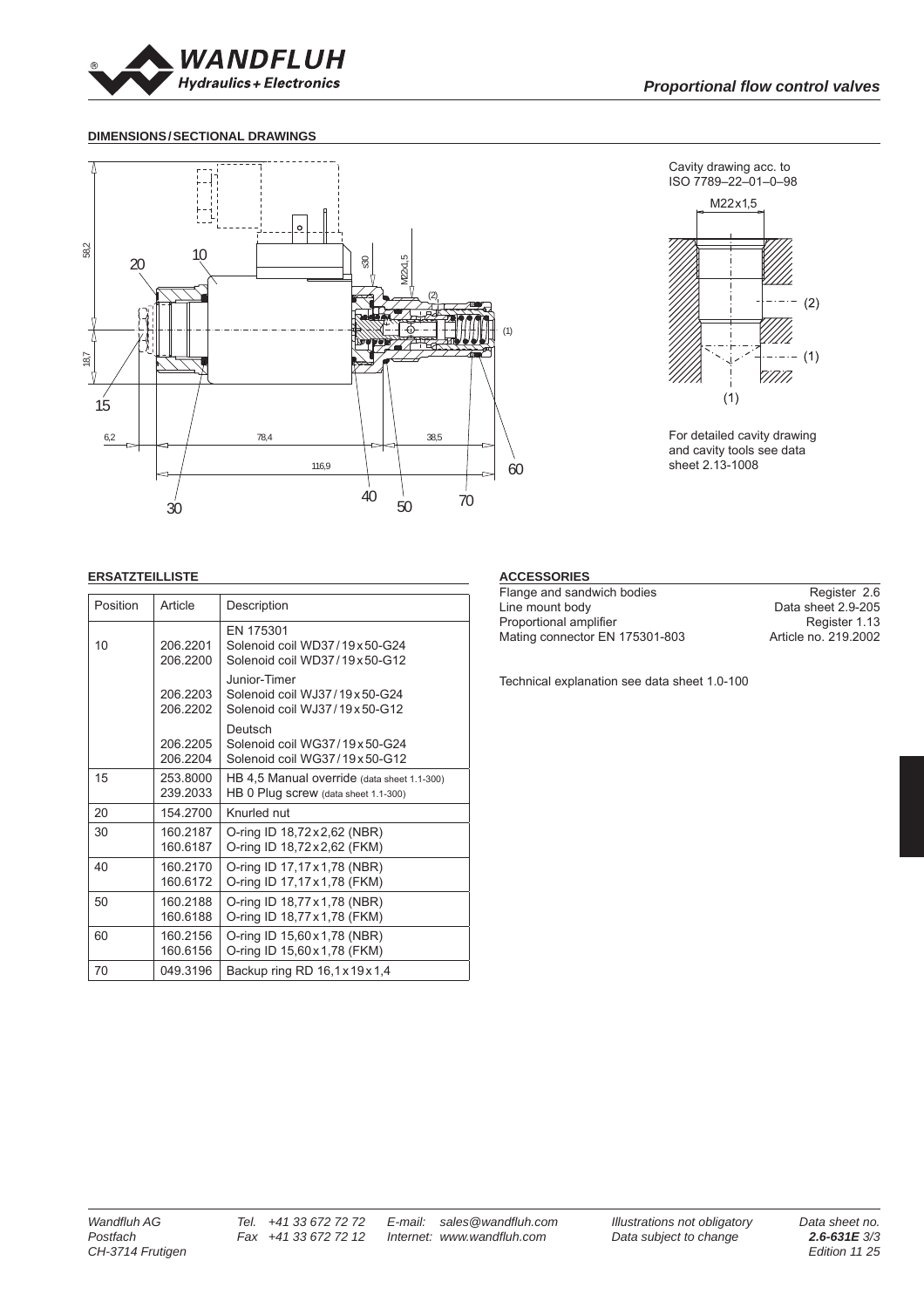## DIMENSIONS / SECTIONAL DRAWINGS

58,2

20

10

s30

M22x1,5

(2)

(1)

18,7

15

6,2

78,4

38,5

116,9

60

30

40

50

70

Cavity drawing acc. to ISO 7789–22–01–0–98

M22x1,5

(2)

(1)

(1)

For detailed cavity drawing and cavity tools see data sheet 2.13-1008

## ERSATZTEILLISTE

| Position | Article | Description |
|---|---|---|
| 10 | 206.2201<br>206.2200 | EN 175301<br>Solenoid coil WD37 / 19 x 50-G24<br>Solenoid coil WD37 / 19 x 50-G12 |
| | 206.2203<br>206.2202 | Junior-Timer<br>Solenoid coil WJ37 / 19 x 50-G24<br>Solenoid coil WJ37 / 19 x 50-G12 |
| | 206.2205<br>206.2204 | Deutsch<br>Solenoid coil WG37 / 19 x 50-G24<br>Solenoid coil WG37 / 19 x 50-G12 |
| 15 | 253.8000<br>239.2033 | HB 4,5 Manual override (data sheet 1.1-300)<br>HB 0 Plug screw (data sheet 1.1-300) |
| 20 | 154.2700 | Knurled nut |
| 30 | 160.2187<br>160.6187 | O-ring ID 18,72 x 2,62 (NBR)<br>O-ring ID 18,72 x 2,62 (FKM) |
| 40 | 160.2170<br>160.6172 | O-ring ID 17,17 x 1,78 (NBR)<br>O-ring ID 17,17 x 1,78 (FKM) |
| 50 | 160.2188<br>160.6188 | O-ring ID 18,77 x 1,78 (NBR)<br>O-ring ID 18,77 x 1,78 (FKM) |
| 60 | 160.2156<br>160.6156 | O-ring ID 15,60 x 1,78 (NBR)<br>O-ring ID 15,60 x 1,78 (FKM) |
| 70 | 049.3196 | Backup ring RD 16,1 x 19 x 1,4 |

## ACCESSORIES

| | |
|---|---|
| Flange and sandwich bodies | Register 2.6 |
| Line mount body | Data sheet 2.9-205 |
| Proportional amplifier | Register 1.13 |
| Mating connector EN 175301-803 | Article no. 219.2002 |

Technical explanation see data sheet 1.0-100

*Wandfluh AG*
*Postfach*
*CH-3714 Frutigen*

*Tel. +41 33 672 72 72*
*Fax +41 33 672 72 12*

*E-mail: sales@wandfluh.com*
*Internet: www.wandfluh.com*

*Illustrations not obligatory*
*Data subject to change*

*Data sheet no.*
***2.6-631E***
*Edition 11 25*